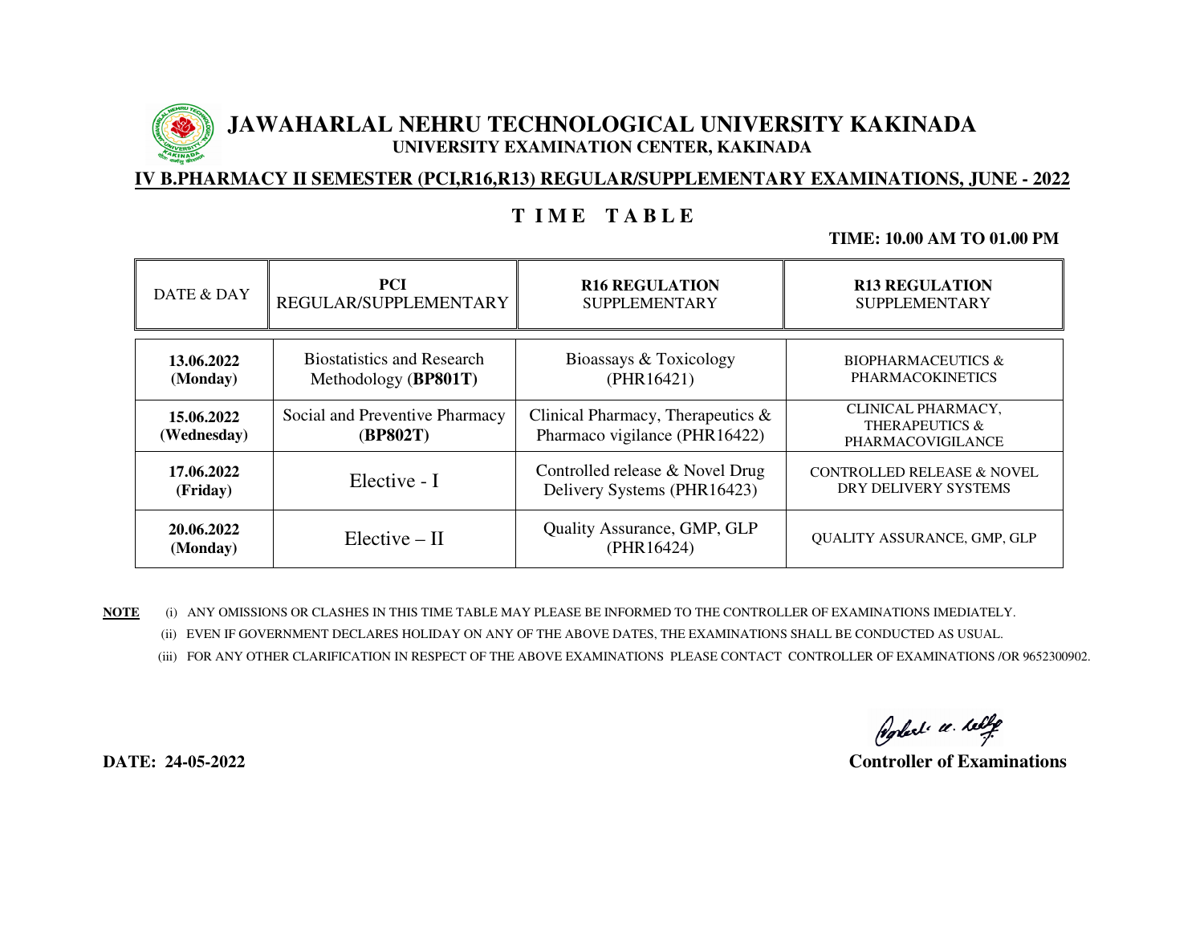# JAWAHARLAL NEHRU TECHNOLOGICAL UNIVERSITY KAKINADA

**UNIVERSITY EXAMINATION CENTER, KAKINADA**

**IV B.PHARMACY II SEMESTER (PCI,R16,R13) REGULAR/SUPPLEMENTARY EXAMINATIONS, JUNE - 2022**

## T I M E   T A B L E

**TIME: 10.00 AM TO 01.00 PM**

| DATE & DAY | **PCI** REGULAR/SUPPLEMENTARY | **R16 REGULATION** SUPPLEMENTARY | **R13 REGULATION** SUPPLEMENTARY |
|---|---|---|---|
| **13.06.2022 (Monday)** | Biostatistics and Research Methodology (**BP801T**) | Bioassays & Toxicology (PHR16421) | BIOPHARMACEUTICS & PHARMACOKINETICS |
| **15.06.2022 (Wednesday)** | Social and Preventive Pharmacy (**BP802T**) | Clinical Pharmacy, Therapeutics & Pharmaco vigilance (PHR16422) | CLINICAL PHARMACY, THERAPEUTICS & PHARMACOVIGILANCE |
| **17.06.2022 (Friday)** | Elective - I | Controlled release & Novel Drug Delivery Systems (PHR16423) | CONTROLLED RELEASE & NOVEL DRY DELIVERY SYSTEMS |
| **20.06.2022 (Monday)** | Elective – II | Quality Assurance, GMP, GLP (PHR16424) | QUALITY ASSURANCE, GMP, GLP |

**NOTE**
(i) ANY OMISSIONS OR CLASHES IN THIS TIME TABLE MAY PLEASE BE INFORMED TO THE CONTROLLER OF EXAMINATIONS IMEDIATELY.
(ii) EVEN IF GOVERNMENT DECLARES HOLIDAY ON ANY OF THE ABOVE DATES, THE EXAMINATIONS SHALL BE CONDUCTED AS USUAL.
(iii) FOR ANY OTHER CLARIFICATION IN RESPECT OF THE ABOVE EXAMINATIONS PLEASE CONTACT CONTROLLER OF EXAMINATIONS /OR 9652300902.

**DATE: 24-05-2022**

**Controller of Examinations**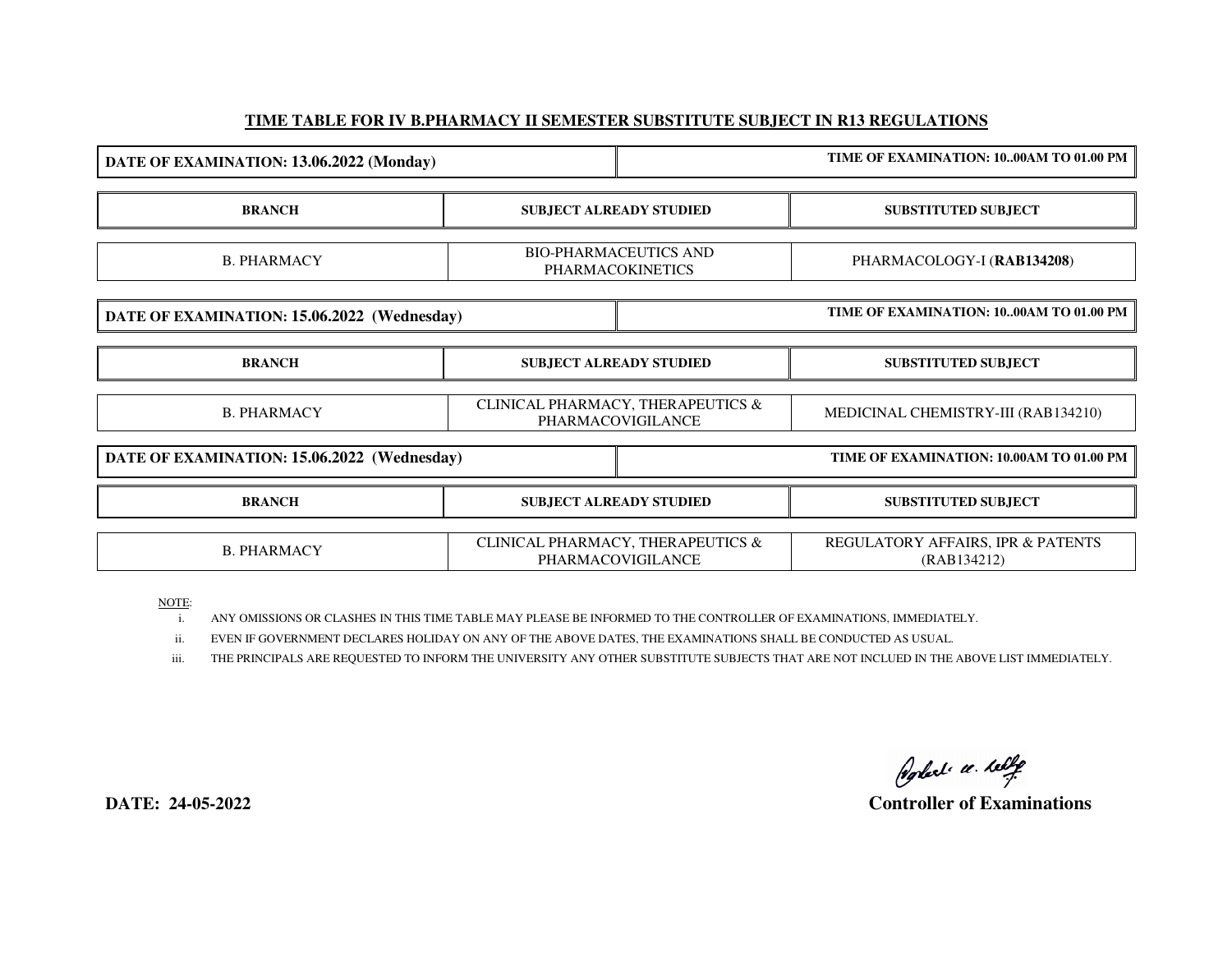## TIME TABLE FOR IV B.PHARMACY II SEMESTER SUBSTITUTE SUBJECT IN R13 REGULATIONS

| **DATE OF EXAMINATION: 13.06.2022 (Monday)** | | **TIME OF EXAMINATION: 10..00AM TO 01.00 PM** |
|---|---|---|
| **BRANCH** | **SUBJECT ALREADY STUDIED** | **SUBSTITUTED SUBJECT** |
| B. PHARMACY | BIO-PHARMACEUTICS AND PHARMACOKINETICS | PHARMACOLOGY-I (**RAB134208**) |

| **DATE OF EXAMINATION: 15.06.2022 (Wednesday)** | | **TIME OF EXAMINATION: 10..00AM TO 01.00 PM** |
|---|---|---|
| **BRANCH** | **SUBJECT ALREADY STUDIED** | **SUBSTITUTED SUBJECT** |
| B. PHARMACY | CLINICAL PHARMACY, THERAPEUTICS & PHARMACOVIGILANCE | MEDICINAL CHEMISTRY-III (RAB134210) |

| **DATE OF EXAMINATION: 15.06.2022 (Wednesday)** | | **TIME OF EXAMINATION: 10.00AM TO 01.00 PM** |
|---|---|---|
| **BRANCH** | **SUBJECT ALREADY STUDIED** | **SUBSTITUTED SUBJECT** |
| B. PHARMACY | CLINICAL PHARMACY, THERAPEUTICS & PHARMACOVIGILANCE | REGULATORY AFFAIRS, IPR & PATENTS (RAB134212) |

NOTE:

i. ANY OMISSIONS OR CLASHES IN THIS TIME TABLE MAY PLEASE BE INFORMED TO THE CONTROLLER OF EXAMINATIONS, IMMEDIATELY.

ii. EVEN IF GOVERNMENT DECLARES HOLIDAY ON ANY OF THE ABOVE DATES, THE EXAMINATIONS SHALL BE CONDUCTED AS USUAL.

iii. THE PRINCIPALS ARE REQUESTED TO INFORM THE UNIVERSITY ANY OTHER SUBSTITUTE SUBJECTS THAT ARE NOT INCLUED IN THE ABOVE LIST IMMEDIATELY.

**DATE: 24-05-2022**

**Controller of Examinations**